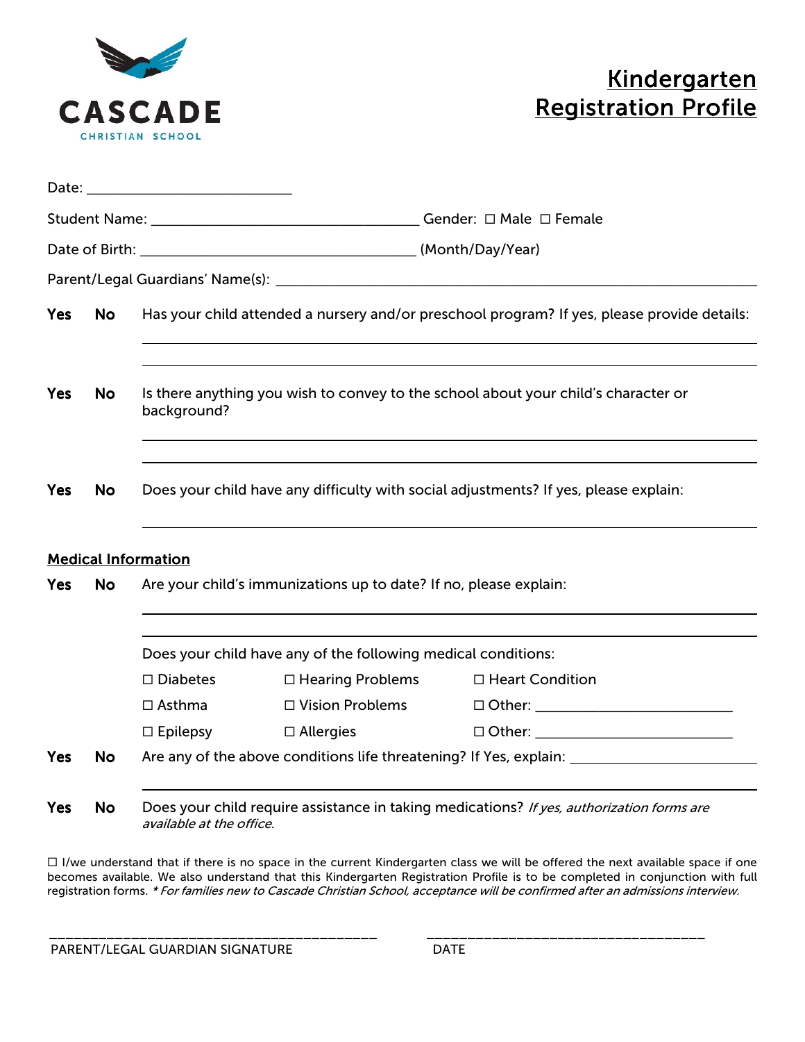CASCADE
CHRISTIAN SCHOOL

# Kindergarten Registration Profile

Date: ___________________________

Student Name: ___________________________________ Gender: ☐ Male ☐ Female

Date of Birth: ___________________________________ (Month/Day/Year)

Parent/Legal Guardians' Name(s): ___________________________________________________________

**Yes** **No** Has your child attended a nursery and/or preschool program? If yes, please provide details:

_______________________________________________________________________________

_______________________________________________________________________________

**Yes** **No** Is there anything you wish to convey to the school about your child's character or background?

_______________________________________________________________________________

_______________________________________________________________________________

**Yes** **No** Does your child have any difficulty with social adjustments? If yes, please explain:

_______________________________________________________________________________

## Medical Information

**Yes** **No** Are your child's immunizations up to date? If no, please explain:

_______________________________________________________________________________

_______________________________________________________________________________

Does your child have any of the following medical conditions:

| | | |
|---|---|---|
| ☐ Diabetes | ☐ Hearing Problems | ☐ Heart Condition |
| ☐ Asthma | ☐ Vision Problems | ☐ Other: ________________________ |
| ☐ Epilepsy | ☐ Allergies | ☐ Other: ________________________ |

**Yes** **No** Are any of the above conditions life threatening? If Yes, explain: ______________________

_______________________________________________________________________________

**Yes** **No** Does your child require assistance in taking medications? *If yes, authorization forms are available at the office.*

☐ I/we understand that if there is no space in the current Kindergarten class we will be offered the next available space if one becomes available. We also understand that this Kindergarten Registration Profile is to be completed in conjunction with full registration forms. *\* For families new to Cascade Christian School, acceptance will be confirmed after an admissions interview.*

_________________________________________ _________________________________

PARENT/LEGAL GUARDIAN SIGNATURE DATE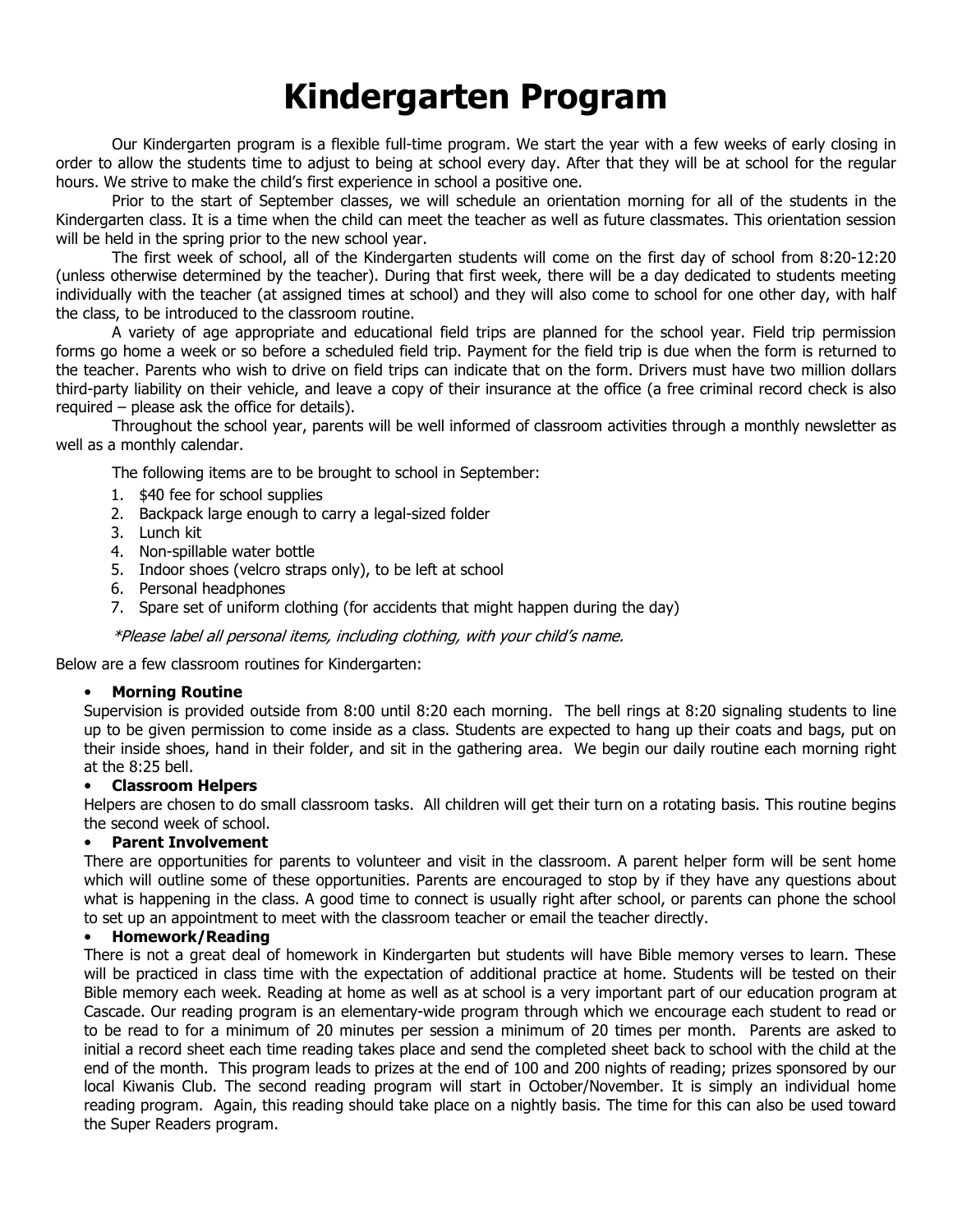# Kindergarten Program

Our Kindergarten program is a flexible full-time program. We start the year with a few weeks of early closing in order to allow the students time to adjust to being at school every day. After that they will be at school for the regular hours. We strive to make the child's first experience in school a positive one.

Prior to the start of September classes, we will schedule an orientation morning for all of the students in the Kindergarten class. It is a time when the child can meet the teacher as well as future classmates. This orientation session will be held in the spring prior to the new school year.

The first week of school, all of the Kindergarten students will come on the first day of school from 8:20-12:20 (unless otherwise determined by the teacher). During that first week, there will be a day dedicated to students meeting individually with the teacher (at assigned times at school) and they will also come to school for one other day, with half the class, to be introduced to the classroom routine.

A variety of age appropriate and educational field trips are planned for the school year. Field trip permission forms go home a week or so before a scheduled field trip. Payment for the field trip is due when the form is returned to the teacher. Parents who wish to drive on field trips can indicate that on the form. Drivers must have two million dollars third-party liability on their vehicle, and leave a copy of their insurance at the office (a free criminal record check is also required – please ask the office for details).

Throughout the school year, parents will be well informed of classroom activities through a monthly newsletter as well as a monthly calendar.

The following items are to be brought to school in September:

1. $40 fee for school supplies
2. Backpack large enough to carry a legal-sized folder
3. Lunch kit
4. Non-spillable water bottle
5. Indoor shoes (velcro straps only), to be left at school
6. Personal headphones
7. Spare set of uniform clothing (for accidents that might happen during the day)

*\*Please label all personal items, including clothing, with your child's name.*

Below are a few classroom routines for Kindergarten:

- **Morning Routine**
  Supervision is provided outside from 8:00 until 8:20 each morning. The bell rings at 8:20 signaling students to line up to be given permission to come inside as a class. Students are expected to hang up their coats and bags, put on their inside shoes, hand in their folder, and sit in the gathering area. We begin our daily routine each morning right at the 8:25 bell.
- **Classroom Helpers**
  Helpers are chosen to do small classroom tasks. All children will get their turn on a rotating basis. This routine begins the second week of school.
- **Parent Involvement**
  There are opportunities for parents to volunteer and visit in the classroom. A parent helper form will be sent home which will outline some of these opportunities. Parents are encouraged to stop by if they have any questions about what is happening in the class. A good time to connect is usually right after school, or parents can phone the school to set up an appointment to meet with the classroom teacher or email the teacher directly.
- **Homework/Reading**
  There is not a great deal of homework in Kindergarten but students will have Bible memory verses to learn. These will be practiced in class time with the expectation of additional practice at home. Students will be tested on their Bible memory each week. Reading at home as well as at school is a very important part of our education program at Cascade. Our reading program is an elementary-wide program through which we encourage each student to read or to be read to for a minimum of 20 minutes per session a minimum of 20 times per month. Parents are asked to initial a record sheet each time reading takes place and send the completed sheet back to school with the child at the end of the month. This program leads to prizes at the end of 100 and 200 nights of reading; prizes sponsored by our local Kiwanis Club. The second reading program will start in October/November. It is simply an individual home reading program. Again, this reading should take place on a nightly basis. The time for this can also be used toward the Super Readers program.